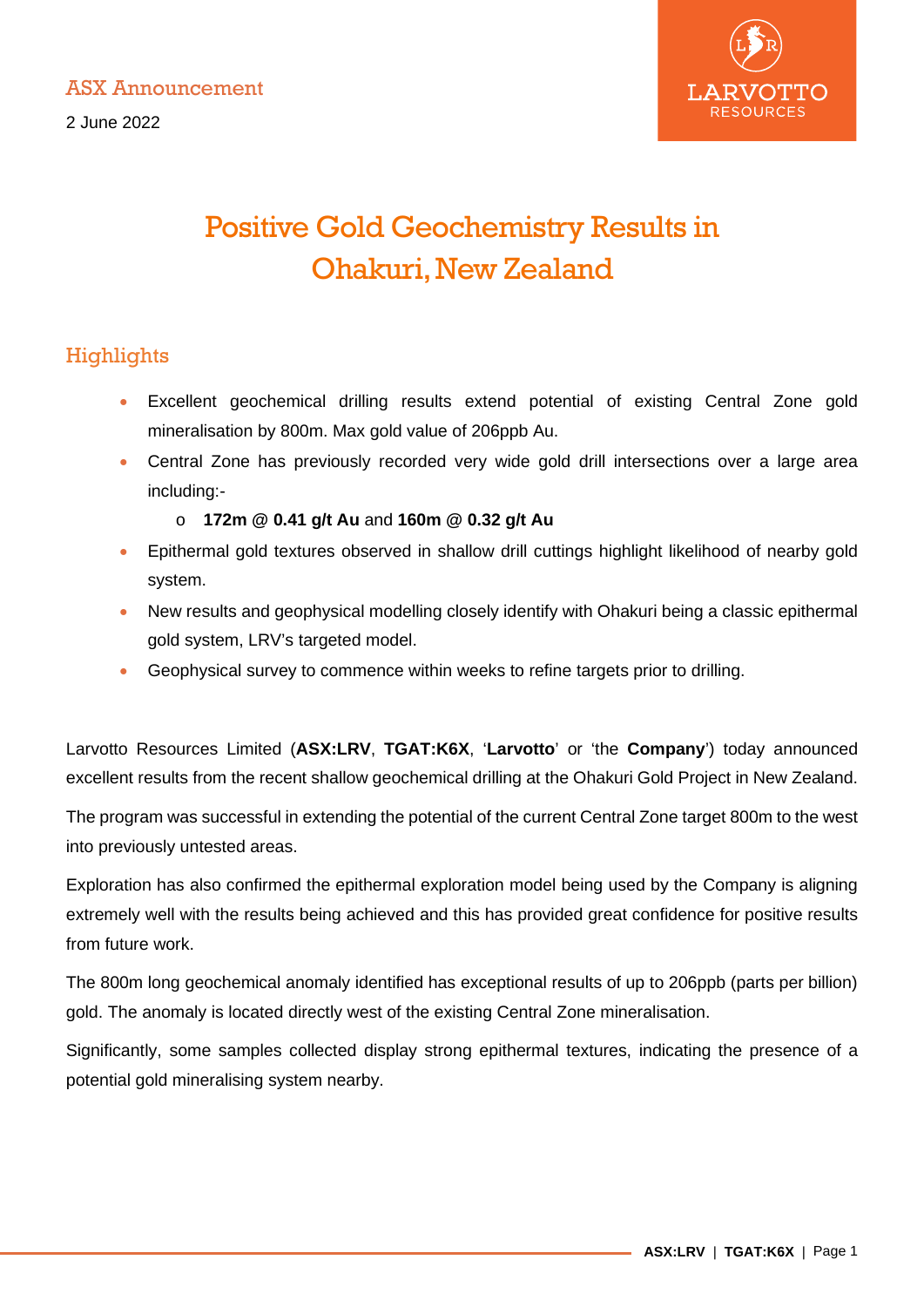ASX Announcement

2 June 2022

# Positive Gold Geochemistry Results in Ohakuri, New Zealand

## Highlights

- Excellent geochemical drilling results extend potential of existing Central Zone gold mineralisation by 800m. Max gold value of 206ppb Au.
- Central Zone has previously recorded very wide gold drill intersections over a large area including:-
    - **172m @ 0.41 g/t Au** and **160m @ 0.32 g/t Au**
- Epithermal gold textures observed in shallow drill cuttings highlight likelihood of nearby gold system.
- New results and geophysical modelling closely identify with Ohakuri being a classic epithermal gold system, LRV's targeted model.
- Geophysical survey to commence within weeks to refine targets prior to drilling.

Larvotto Resources Limited (**ASX:LRV**, **TGAT:K6X**, '**Larvotto**' or 'the **Company**') today announced excellent results from the recent shallow geochemical drilling at the Ohakuri Gold Project in New Zealand.

The program was successful in extending the potential of the current Central Zone target 800m to the west into previously untested areas.

Exploration has also confirmed the epithermal exploration model being used by the Company is aligning extremely well with the results being achieved and this has provided great confidence for positive results from future work.

The 800m long geochemical anomaly identified has exceptional results of up to 206ppb (parts per billion) gold. The anomaly is located directly west of the existing Central Zone mineralisation.

Significantly, some samples collected display strong epithermal textures, indicating the presence of a potential gold mineralising system nearby.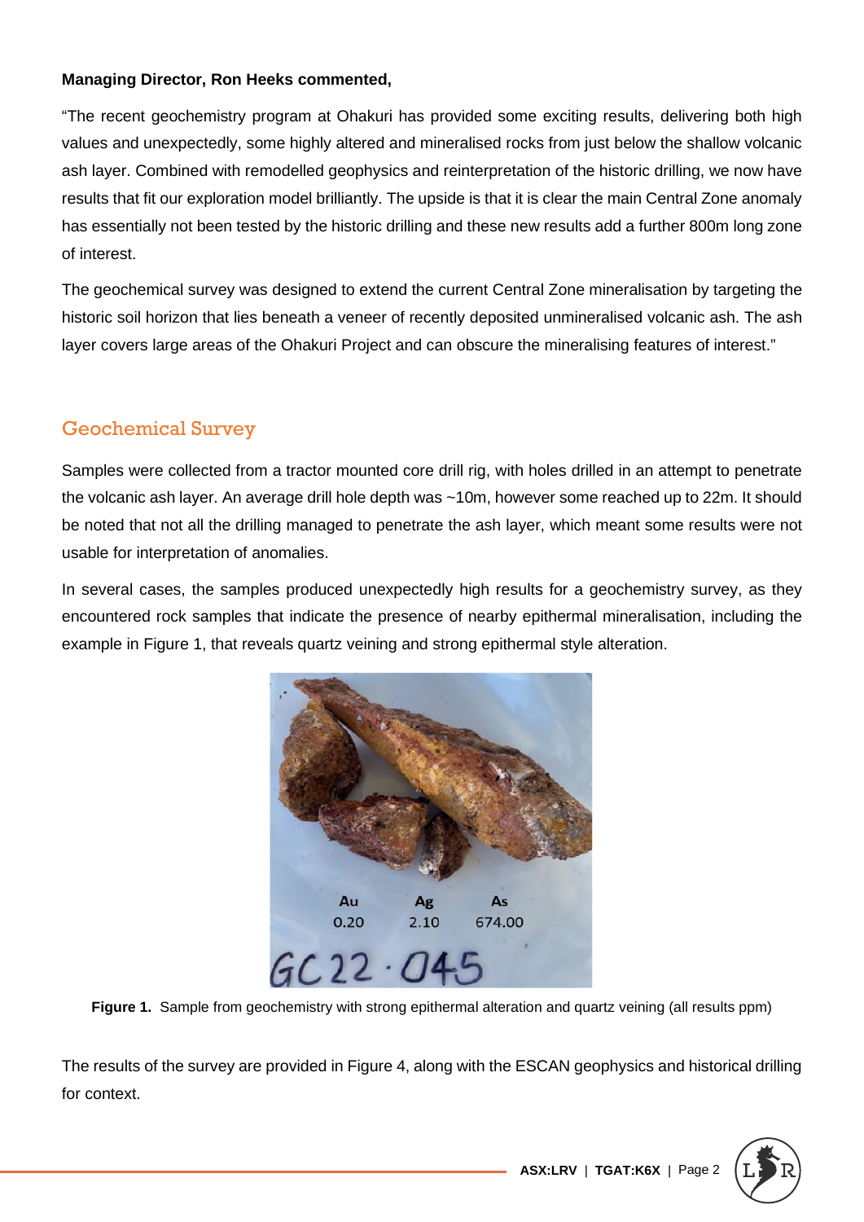**Managing Director, Ron Heeks commented,**

"The recent geochemistry program at Ohakuri has provided some exciting results, delivering both high values and unexpectedly, some highly altered and mineralised rocks from just below the shallow volcanic ash layer. Combined with remodelled geophysics and reinterpretation of the historic drilling, we now have results that fit our exploration model brilliantly. The upside is that it is clear the main Central Zone anomaly has essentially not been tested by the historic drilling and these new results add a further 800m long zone of interest.

The geochemical survey was designed to extend the current Central Zone mineralisation by targeting the historic soil horizon that lies beneath a veneer of recently deposited unmineralised volcanic ash. The ash layer covers large areas of the Ohakuri Project and can obscure the mineralising features of interest."

## Geochemical Survey

Samples were collected from a tractor mounted core drill rig, with holes drilled in an attempt to penetrate the volcanic ash layer. An average drill hole depth was ~10m, however some reached up to 22m. It should be noted that not all the drilling managed to penetrate the ash layer, which meant some results were not usable for interpretation of anomalies.

In several cases, the samples produced unexpectedly high results for a geochemistry survey, as they encountered rock samples that indicate the presence of nearby epithermal mineralisation, including the example in Figure 1, that reveals quartz veining and strong epithermal style alteration.

**Figure 1.** Sample from geochemistry with strong epithermal alteration and quartz veining (all results ppm)

The results of the survey are provided in Figure 4, along with the ESCAN geophysics and historical drilling for context.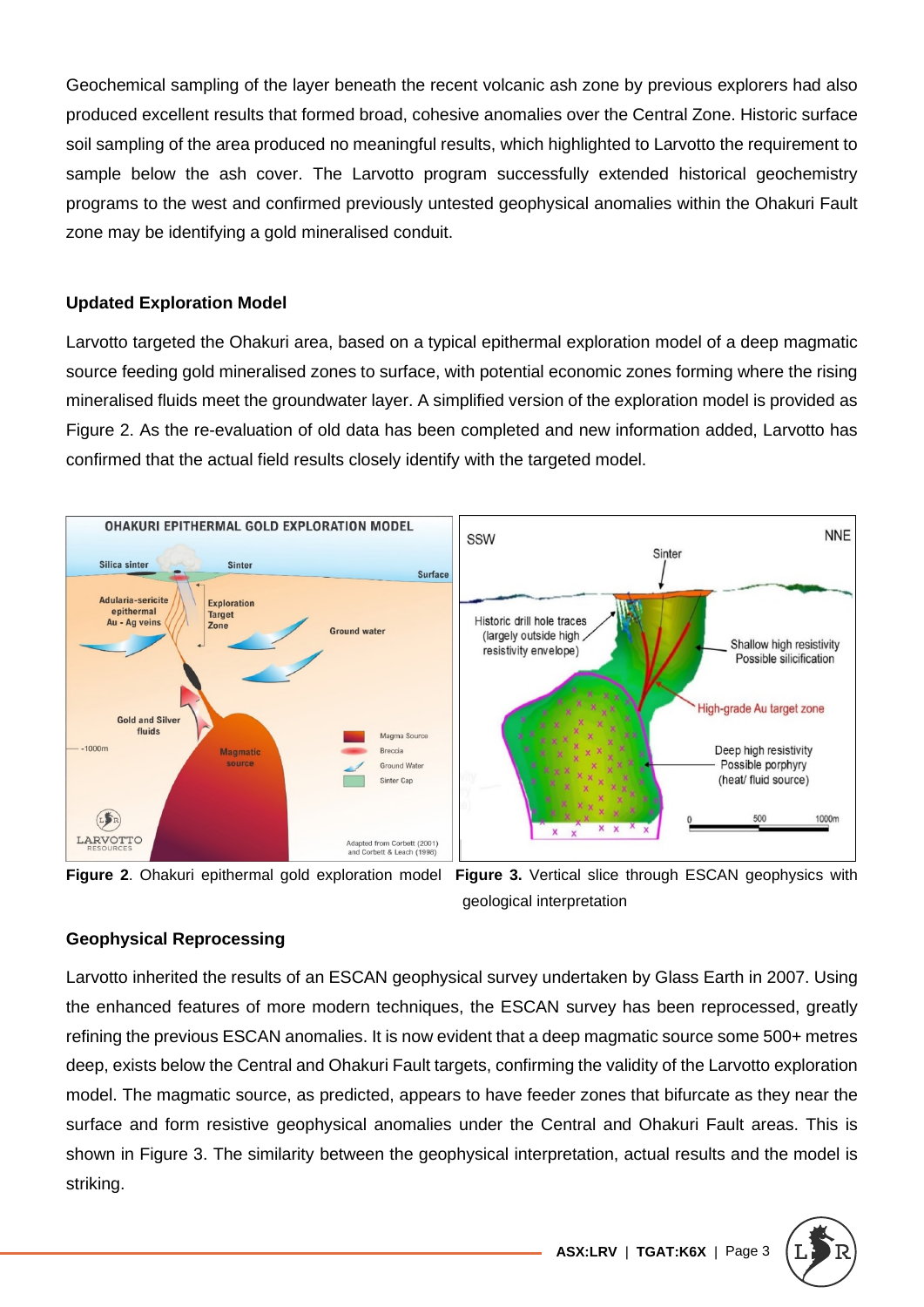Geochemical sampling of the layer beneath the recent volcanic ash zone by previous explorers had also produced excellent results that formed broad, cohesive anomalies over the Central Zone. Historic surface soil sampling of the area produced no meaningful results, which highlighted to Larvotto the requirement to sample below the ash cover. The Larvotto program successfully extended historical geochemistry programs to the west and confirmed previously untested geophysical anomalies within the Ohakuri Fault zone may be identifying a gold mineralised conduit.

## Updated Exploration Model

Larvotto targeted the Ohakuri area, based on a typical epithermal exploration model of a deep magmatic source feeding gold mineralised zones to surface, with potential economic zones forming where the rising mineralised fluids meet the groundwater layer. A simplified version of the exploration model is provided as Figure 2. As the re-evaluation of old data has been completed and new information added, Larvotto has confirmed that the actual field results closely identify with the targeted model.

**Figure 2**. Ohakuri epithermal gold exploration model

**Figure 3.** Vertical slice through ESCAN geophysics with geological interpretation

## Geophysical Reprocessing

Larvotto inherited the results of an ESCAN geophysical survey undertaken by Glass Earth in 2007. Using the enhanced features of more modern techniques, the ESCAN survey has been reprocessed, greatly refining the previous ESCAN anomalies. It is now evident that a deep magmatic source some 500+ metres deep, exists below the Central and Ohakuri Fault targets, confirming the validity of the Larvotto exploration model. The magmatic source, as predicted, appears to have feeder zones that bifurcate as they near the surface and form resistive geophysical anomalies under the Central and Ohakuri Fault areas. This is shown in Figure 3. The similarity between the geophysical interpretation, actual results and the model is striking.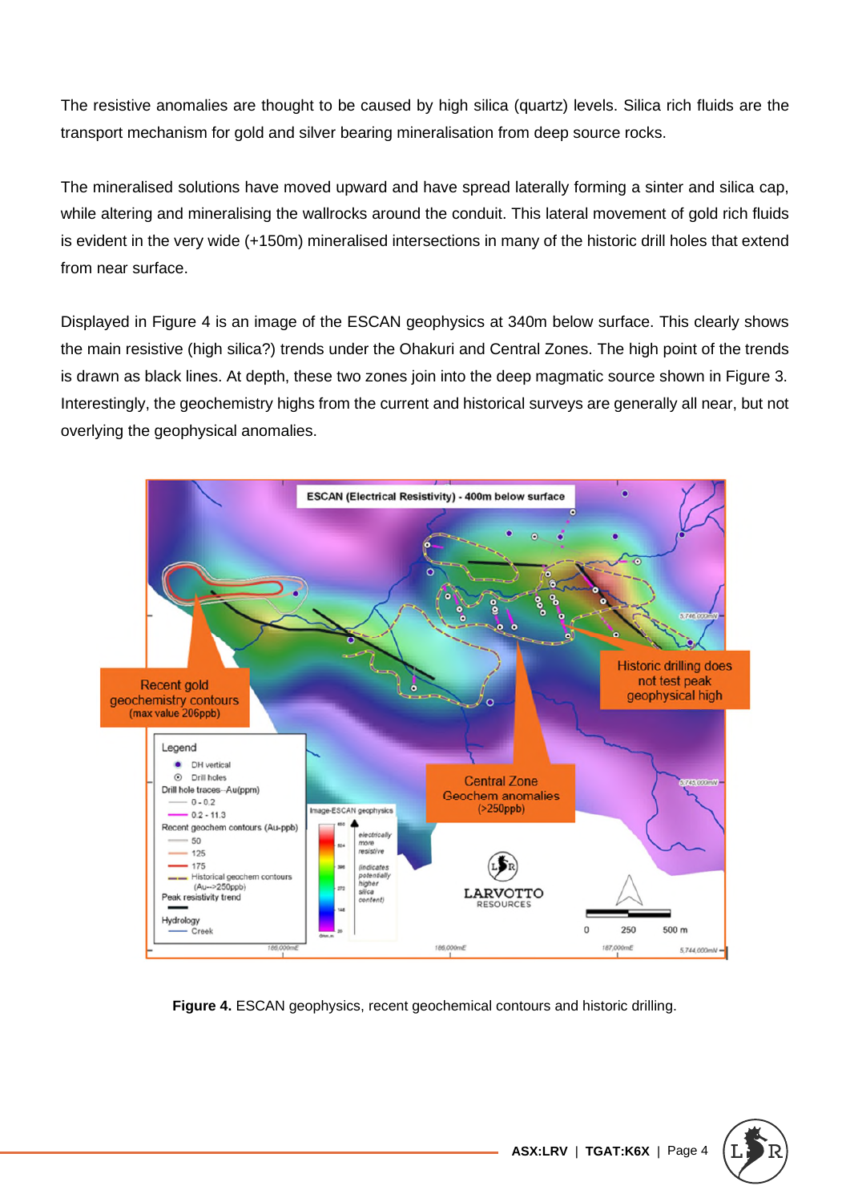The resistive anomalies are thought to be caused by high silica (quartz) levels. Silica rich fluids are the transport mechanism for gold and silver bearing mineralisation from deep source rocks.

The mineralised solutions have moved upward and have spread laterally forming a sinter and silica cap, while altering and mineralising the wallrocks around the conduit. This lateral movement of gold rich fluids is evident in the very wide (+150m) mineralised intersections in many of the historic drill holes that extend from near surface.

Displayed in Figure 4 is an image of the ESCAN geophysics at 340m below surface. This clearly shows the main resistive (high silica?) trends under the Ohakuri and Central Zones. The high point of the trends is drawn as black lines. At depth, these two zones join into the deep magmatic source shown in Figure 3. Interestingly, the geochemistry highs from the current and historical surveys are generally all near, but not overlying the geophysical anomalies.

**Figure 4.** ESCAN geophysics, recent geochemical contours and historic drilling.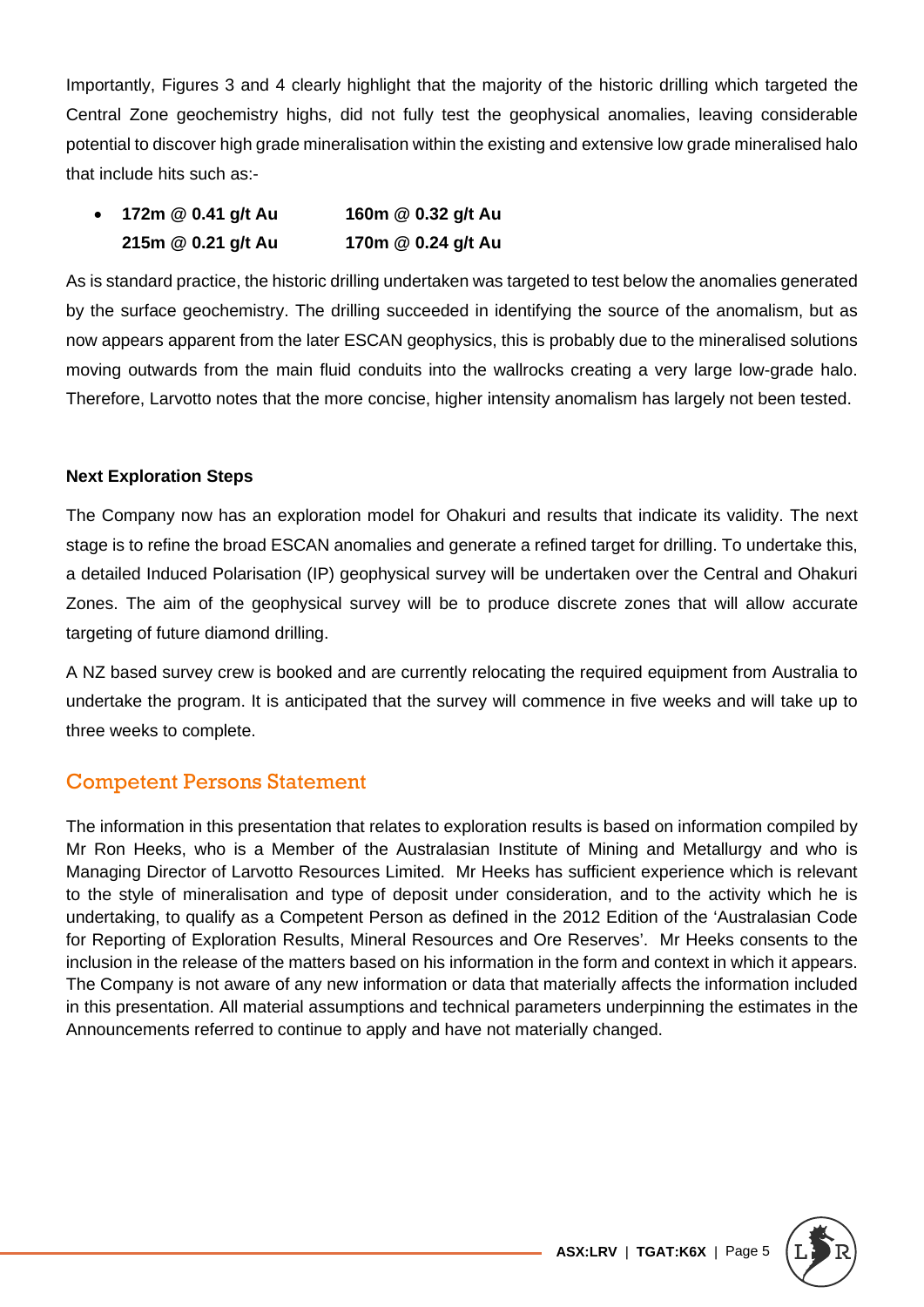Importantly, Figures 3 and 4 clearly highlight that the majority of the historic drilling which targeted the Central Zone geochemistry highs, did not fully test the geophysical anomalies, leaving considerable potential to discover high grade mineralisation within the existing and extensive low grade mineralised halo that include hits such as:-

- **172m @ 0.41 g/t Au** **160m @ 0.32 g/t Au**
  **215m @ 0.21 g/t Au** **170m @ 0.24 g/t Au**

As is standard practice, the historic drilling undertaken was targeted to test below the anomalies generated by the surface geochemistry. The drilling succeeded in identifying the source of the anomalism, but as now appears apparent from the later ESCAN geophysics, this is probably due to the mineralised solutions moving outwards from the main fluid conduits into the wallrocks creating a very large low-grade halo. Therefore, Larvotto notes that the more concise, higher intensity anomalism has largely not been tested.

**Next Exploration Steps**

The Company now has an exploration model for Ohakuri and results that indicate its validity. The next stage is to refine the broad ESCAN anomalies and generate a refined target for drilling. To undertake this, a detailed Induced Polarisation (IP) geophysical survey will be undertaken over the Central and Ohakuri Zones. The aim of the geophysical survey will be to produce discrete zones that will allow accurate targeting of future diamond drilling.

A NZ based survey crew is booked and are currently relocating the required equipment from Australia to undertake the program. It is anticipated that the survey will commence in five weeks and will take up to three weeks to complete.

## Competent Persons Statement

The information in this presentation that relates to exploration results is based on information compiled by Mr Ron Heeks, who is a Member of the Australasian Institute of Mining and Metallurgy and who is Managing Director of Larvotto Resources Limited. Mr Heeks has sufficient experience which is relevant to the style of mineralisation and type of deposit under consideration, and to the activity which he is undertaking, to qualify as a Competent Person as defined in the 2012 Edition of the 'Australasian Code for Reporting of Exploration Results, Mineral Resources and Ore Reserves'. Mr Heeks consents to the inclusion in the release of the matters based on his information in the form and context in which it appears. The Company is not aware of any new information or data that materially affects the information included in this presentation. All material assumptions and technical parameters underpinning the estimates in the Announcements referred to continue to apply and have not materially changed.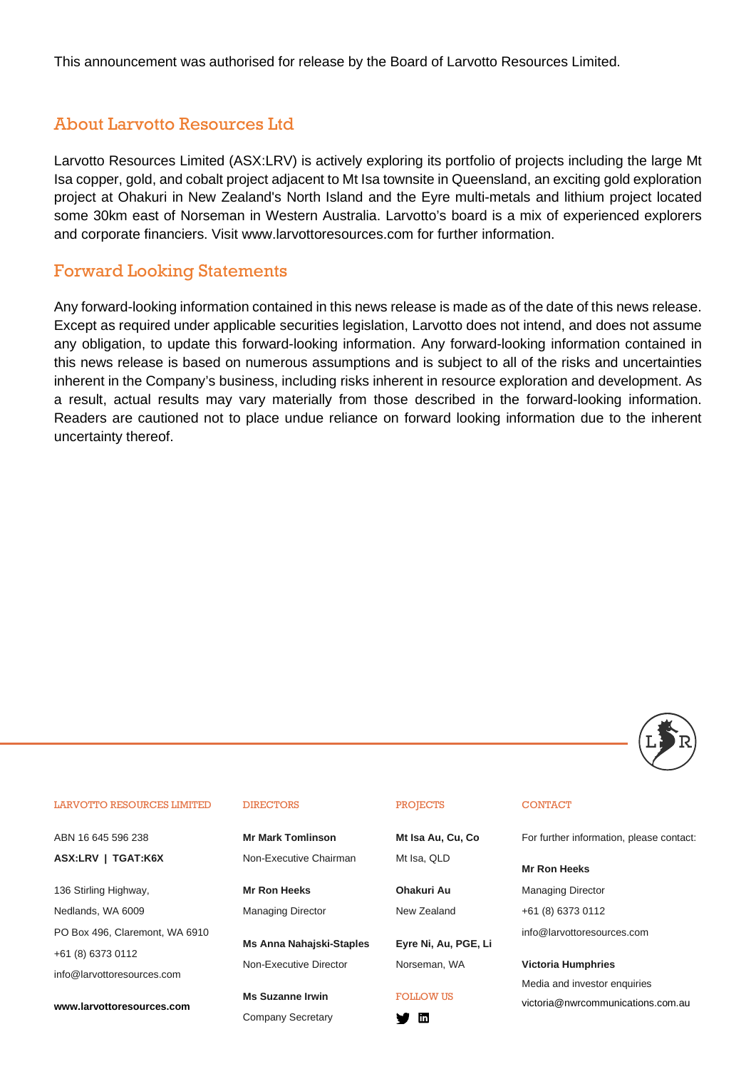This announcement was authorised for release by the Board of Larvotto Resources Limited.

## About Larvotto Resources Ltd

Larvotto Resources Limited (ASX:LRV) is actively exploring its portfolio of projects including the large Mt Isa copper, gold, and cobalt project adjacent to Mt Isa townsite in Queensland, an exciting gold exploration project at Ohakuri in New Zealand's North Island and the Eyre multi-metals and lithium project located some 30km east of Norseman in Western Australia. Larvotto's board is a mix of experienced explorers and corporate financiers. Visit www.larvottoresources.com for further information.

## Forward Looking Statements

Any forward-looking information contained in this news release is made as of the date of this news release. Except as required under applicable securities legislation, Larvotto does not intend, and does not assume any obligation, to update this forward-looking information. Any forward-looking information contained in this news release is based on numerous assumptions and is subject to all of the risks and uncertainties inherent in the Company's business, including risks inherent in resource exploration and development. As a result, actual results may vary materially from those described in the forward-looking information. Readers are cautioned not to place undue reliance on forward looking information due to the inherent uncertainty thereof.

### LARVOTTO RESOURCES LIMITED

ABN 16 645 596 238

**ASX:LRV | TGAT:K6X**

136 Stirling Highway,
Nedlands, WA 6009
PO Box 496, Claremont, WA 6910
+61 (8) 6373 0112
info@larvottoresources.com

**www.larvottoresources.com**

### DIRECTORS

**Mr Mark Tomlinson**
Non-Executive Chairman

**Mr Ron Heeks**
Managing Director

**Ms Anna Nahajski-Staples**
Non-Executive Director

**Ms Suzanne Irwin**
Company Secretary

### PROJECTS

**Mt Isa Au, Cu, Co**
Mt Isa, QLD

**Ohakuri Au**
New Zealand

**Eyre Ni, Au, PGE, Li**
Norseman, WA

### FOLLOW US

### CONTACT

For further information, please contact:

**Mr Ron Heeks**
Managing Director
+61 (8) 6373 0112
info@larvottoresources.com

**Victoria Humphries**
Media and investor enquiries
victoria@nwrcommunications.com.au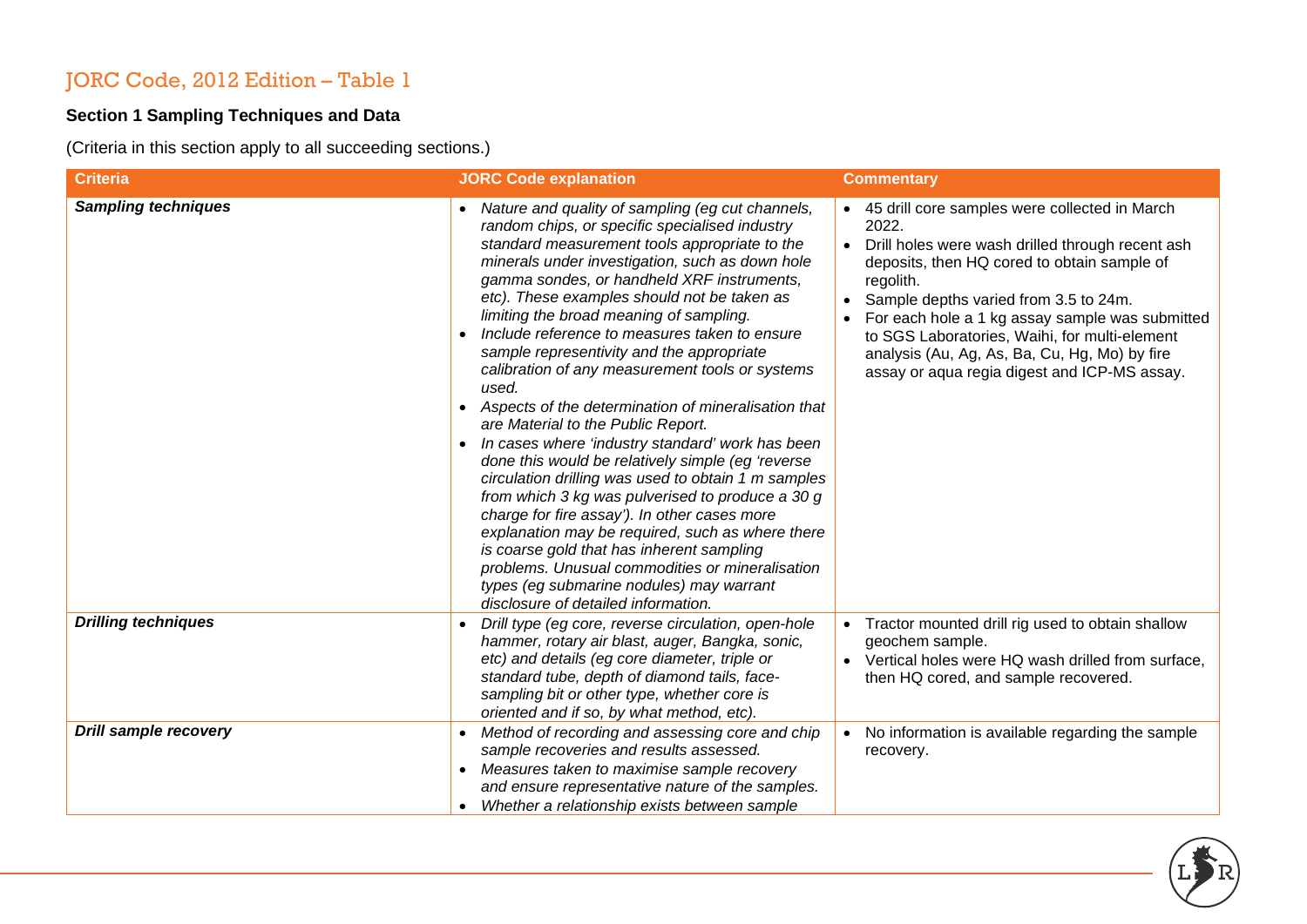## JORC Code, 2012 Edition – Table 1

### Section 1 Sampling Techniques and Data

(Criteria in this section apply to all succeeding sections.)

| Criteria | JORC Code explanation | Commentary |
|---|---|---|
| ***Sampling techniques*** | • *Nature and quality of sampling (eg cut channels, random chips, or specific specialised industry standard measurement tools appropriate to the minerals under investigation, such as down hole gamma sondes, or handheld XRF instruments, etc). These examples should not be taken as limiting the broad meaning of sampling.*<br>• *Include reference to measures taken to ensure sample representivity and the appropriate calibration of any measurement tools or systems used.*<br>• *Aspects of the determination of mineralisation that are Material to the Public Report.*<br>• *In cases where 'industry standard' work has been done this would be relatively simple (eg 'reverse circulation drilling was used to obtain 1 m samples from which 3 kg was pulverised to produce a 30 g charge for fire assay'). In other cases more explanation may be required, such as where there is coarse gold that has inherent sampling problems. Unusual commodities or mineralisation types (eg submarine nodules) may warrant disclosure of detailed information.* | • 45 drill core samples were collected in March 2022.<br>• Drill holes were wash drilled through recent ash deposits, then HQ cored to obtain sample of regolith.<br>• Sample depths varied from 3.5 to 24m.<br>• For each hole a 1 kg assay sample was submitted to SGS Laboratories, Waihi, for multi-element analysis (Au, Ag, As, Ba, Cu, Hg, Mo) by fire assay or aqua regia digest and ICP-MS assay. |
| ***Drilling techniques*** | • *Drill type (eg core, reverse circulation, open-hole hammer, rotary air blast, auger, Bangka, sonic, etc) and details (eg core diameter, triple or standard tube, depth of diamond tails, face-sampling bit or other type, whether core is oriented and if so, by what method, etc).* | • Tractor mounted drill rig used to obtain shallow geochem sample.<br>• Vertical holes were HQ wash drilled from surface, then HQ cored, and sample recovered. |
| ***Drill sample recovery*** | • *Method of recording and assessing core and chip sample recoveries and results assessed.*<br>• *Measures taken to maximise sample recovery and ensure representative nature of the samples.*<br>• *Whether a relationship exists between sample* | • No information is available regarding the sample recovery. |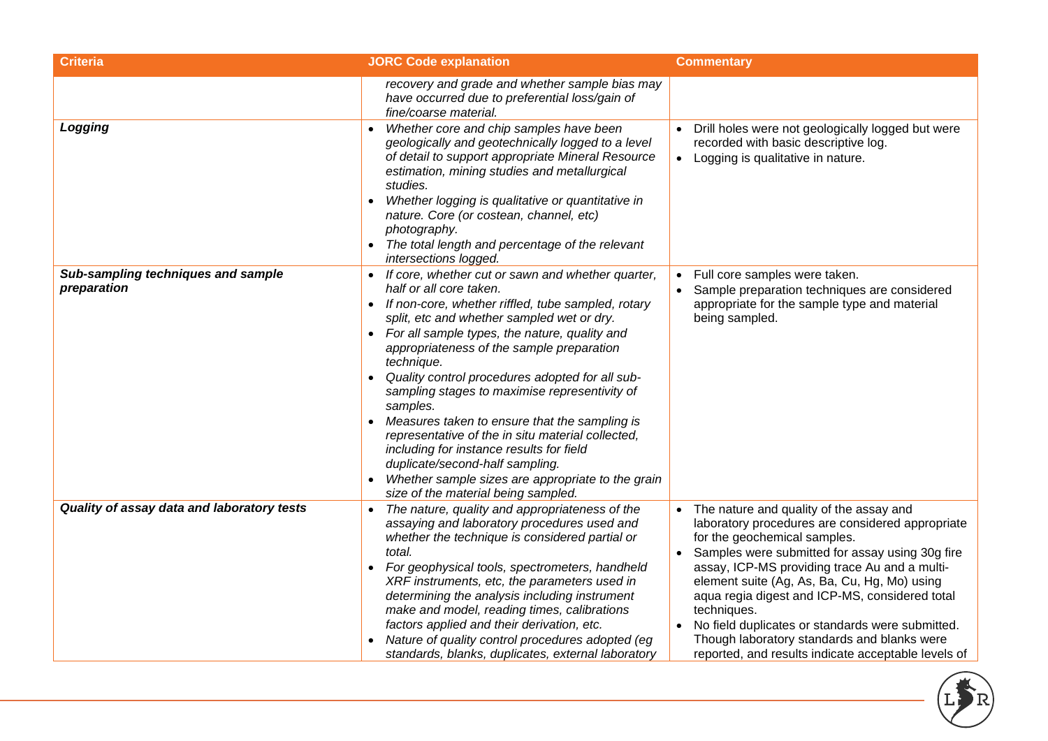| Criteria | JORC Code explanation | Commentary |
|---|---|---|
| | *recovery and grade and whether sample bias may have occurred due to preferential loss/gain of fine/coarse material.* | |
| ***Logging*** | • *Whether core and chip samples have been geologically and geotechnically logged to a level of detail to support appropriate Mineral Resource estimation, mining studies and metallurgical studies.*<br>• *Whether logging is qualitative or quantitative in nature. Core (or costean, channel, etc) photography.*<br>• *The total length and percentage of the relevant intersections logged.* | • Drill holes were not geologically logged but were recorded with basic descriptive log.<br>• Logging is qualitative in nature. |
| ***Sub-sampling techniques and sample preparation*** | • *If core, whether cut or sawn and whether quarter, half or all core taken.*<br>• *If non-core, whether riffled, tube sampled, rotary split, etc and whether sampled wet or dry.*<br>• *For all sample types, the nature, quality and appropriateness of the sample preparation technique.*<br>• *Quality control procedures adopted for all sub-sampling stages to maximise representivity of samples.*<br>• *Measures taken to ensure that the sampling is representative of the in situ material collected, including for instance results for field duplicate/second-half sampling.*<br>• *Whether sample sizes are appropriate to the grain size of the material being sampled.* | • Full core samples were taken.<br>• Sample preparation techniques are considered appropriate for the sample type and material being sampled. |
| ***Quality of assay data and laboratory tests*** | • *The nature, quality and appropriateness of the assaying and laboratory procedures used and whether the technique is considered partial or total.*<br>• *For geophysical tools, spectrometers, handheld XRF instruments, etc, the parameters used in determining the analysis including instrument make and model, reading times, calibrations factors applied and their derivation, etc.*<br>• *Nature of quality control procedures adopted (eg standards, blanks, duplicates, external laboratory* | • The nature and quality of the assay and laboratory procedures are considered appropriate for the geochemical samples.<br>• Samples were submitted for assay using 30g fire assay, ICP-MS providing trace Au and a multi-element suite (Ag, As, Ba, Cu, Hg, Mo) using aqua regia digest and ICP-MS, considered total techniques.<br>• No field duplicates or standards were submitted. Though laboratory standards and blanks were reported, and results indicate acceptable levels of |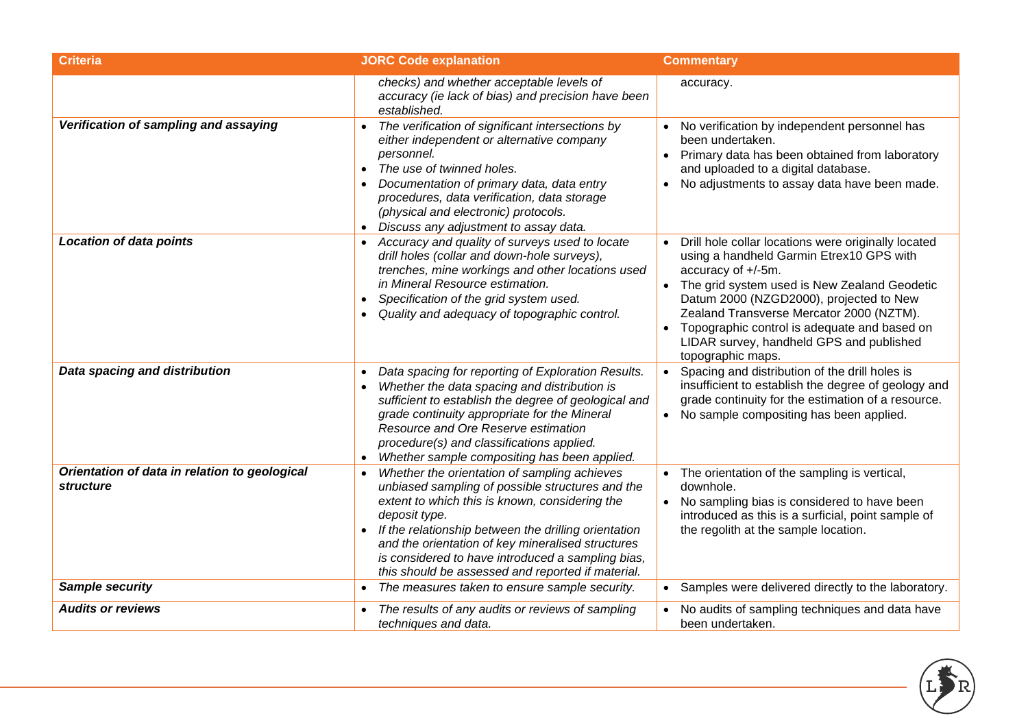| Criteria | JORC Code explanation | Commentary |
|---|---|---|
| | *checks) and whether acceptable levels of accuracy (ie lack of bias) and precision have been established.* | accuracy. |
| ***Verification of sampling and assaying*** | • *The verification of significant intersections by either independent or alternative company personnel.*<br>• *The use of twinned holes.*<br>• *Documentation of primary data, data entry procedures, data verification, data storage (physical and electronic) protocols.*<br>• *Discuss any adjustment to assay data.* | • No verification by independent personnel has been undertaken.<br>• Primary data has been obtained from laboratory and uploaded to a digital database.<br>• No adjustments to assay data have been made. |
| ***Location of data points*** | • *Accuracy and quality of surveys used to locate drill holes (collar and down-hole surveys), trenches, mine workings and other locations used in Mineral Resource estimation.*<br>• *Specification of the grid system used.*<br>• *Quality and adequacy of topographic control.* | • Drill hole collar locations were originally located using a handheld Garmin Etrex10 GPS with accuracy of +/-5m.<br>• The grid system used is New Zealand Geodetic Datum 2000 (NZGD2000), projected to New Zealand Transverse Mercator 2000 (NZTM).<br>• Topographic control is adequate and based on LIDAR survey, handheld GPS and published topographic maps. |
| ***Data spacing and distribution*** | • *Data spacing for reporting of Exploration Results.*<br>• *Whether the data spacing and distribution is sufficient to establish the degree of geological and grade continuity appropriate for the Mineral Resource and Ore Reserve estimation procedure(s) and classifications applied.*<br>• *Whether sample compositing has been applied.* | • Spacing and distribution of the drill holes is insufficient to establish the degree of geology and grade continuity for the estimation of a resource.<br>• No sample compositing has been applied. |
| ***Orientation of data in relation to geological structure*** | • *Whether the orientation of sampling achieves unbiased sampling of possible structures and the extent to which this is known, considering the deposit type.*<br>• *If the relationship between the drilling orientation and the orientation of key mineralised structures is considered to have introduced a sampling bias, this should be assessed and reported if material.* | • The orientation of the sampling is vertical, downhole.<br>• No sampling bias is considered to have been introduced as this is a surficial, point sample of the regolith at the sample location. |
| ***Sample security*** | • *The measures taken to ensure sample security.* | • Samples were delivered directly to the laboratory. |
| ***Audits or reviews*** | • *The results of any audits or reviews of sampling techniques and data.* | • No audits of sampling techniques and data have been undertaken. |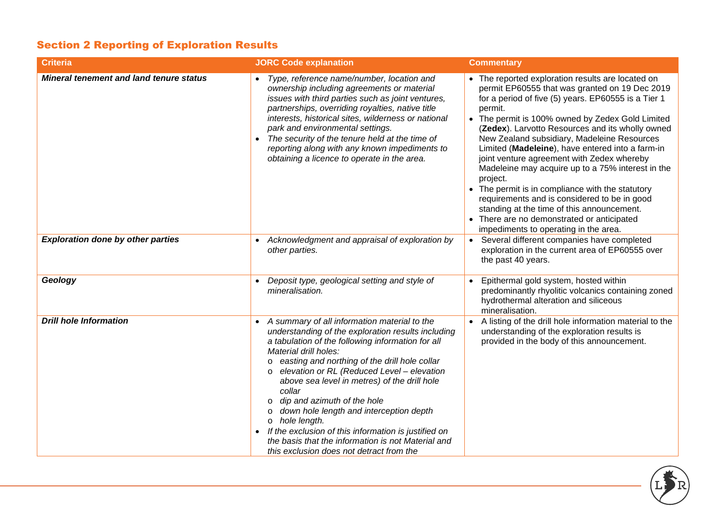## Section 2 Reporting of Exploration Results

| Criteria | JORC Code explanation | Commentary |
|---|---|---|
| ***Mineral tenement and land tenure status*** | • *Type, reference name/number, location and ownership including agreements or material issues with third parties such as joint ventures, partnerships, overriding royalties, native title interests, historical sites, wilderness or national park and environmental settings.*<br>• *The security of the tenure held at the time of reporting along with any known impediments to obtaining a licence to operate in the area.* | • The reported exploration results are located on permit EP60555 that was granted on 19 Dec 2019 for a period of five (5) years. EP60555 is a Tier 1 permit.<br>• The permit is 100% owned by Zedex Gold Limited (**Zedex**). Larvotto Resources and its wholly owned New Zealand subsidiary, Madeleine Resources Limited (**Madeleine**), have entered into a farm-in joint venture agreement with Zedex whereby Madeleine may acquire up to a 75% interest in the project.<br>• The permit is in compliance with the statutory requirements and is considered to be in good standing at the time of this announcement.<br>• There are no demonstrated or anticipated impediments to operating in the area. |
| ***Exploration done by other parties*** | • *Acknowledgment and appraisal of exploration by other parties.* | • Several different companies have completed exploration in the current area of EP60555 over the past 40 years. |
| ***Geology*** | • *Deposit type, geological setting and style of mineralisation.* | • Epithermal gold system, hosted within predominantly rhyolitic volcanics containing zoned hydrothermal alteration and siliceous mineralisation. |
| ***Drill hole Information*** | • *A summary of all information material to the understanding of the exploration results including a tabulation of the following information for all Material drill holes:*<br>o *easting and northing of the drill hole collar*<br>o *elevation or RL (Reduced Level – elevation above sea level in metres) of the drill hole collar*<br>o *dip and azimuth of the hole*<br>o *down hole length and interception depth*<br>o *hole length.*<br>• *If the exclusion of this information is justified on the basis that the information is not Material and this exclusion does not detract from the* | • A listing of the drill hole information material to the understanding of the exploration results is provided in the body of this announcement. |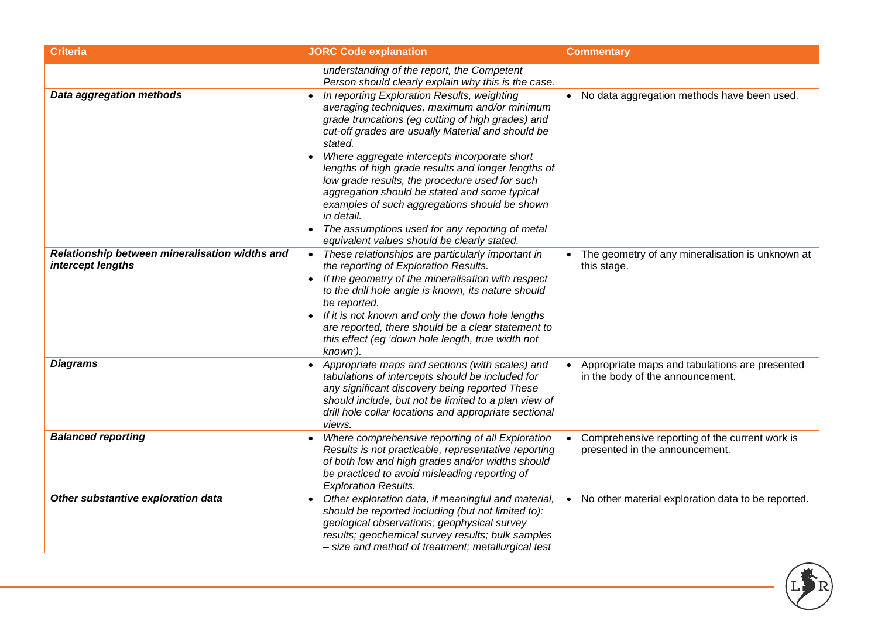| Criteria | JORC Code explanation | Commentary |
|---|---|---|
| | *understanding of the report, the Competent Person should clearly explain why this is the case.* | |
| ***Data aggregation methods*** | • *In reporting Exploration Results, weighting averaging techniques, maximum and/or minimum grade truncations (eg cutting of high grades) and cut-off grades are usually Material and should be stated.*<br>• *Where aggregate intercepts incorporate short lengths of high grade results and longer lengths of low grade results, the procedure used for such aggregation should be stated and some typical examples of such aggregations should be shown in detail.*<br>• *The assumptions used for any reporting of metal equivalent values should be clearly stated.* | • No data aggregation methods have been used. |
| ***Relationship between mineralisation widths and intercept lengths*** | • *These relationships are particularly important in the reporting of Exploration Results.*<br>• *If the geometry of the mineralisation with respect to the drill hole angle is known, its nature should be reported.*<br>• *If it is not known and only the down hole lengths are reported, there should be a clear statement to this effect (eg 'down hole length, true width not known').* | • The geometry of any mineralisation is unknown at this stage. |
| ***Diagrams*** | • *Appropriate maps and sections (with scales) and tabulations of intercepts should be included for any significant discovery being reported These should include, but not be limited to a plan view of drill hole collar locations and appropriate sectional views.* | • Appropriate maps and tabulations are presented in the body of the announcement. |
| ***Balanced reporting*** | • *Where comprehensive reporting of all Exploration Results is not practicable, representative reporting of both low and high grades and/or widths should be practiced to avoid misleading reporting of Exploration Results.* | • Comprehensive reporting of the current work is presented in the announcement. |
| ***Other substantive exploration data*** | • *Other exploration data, if meaningful and material, should be reported including (but not limited to): geological observations; geophysical survey results; geochemical survey results; bulk samples – size and method of treatment; metallurgical test* | • No other material exploration data to be reported. |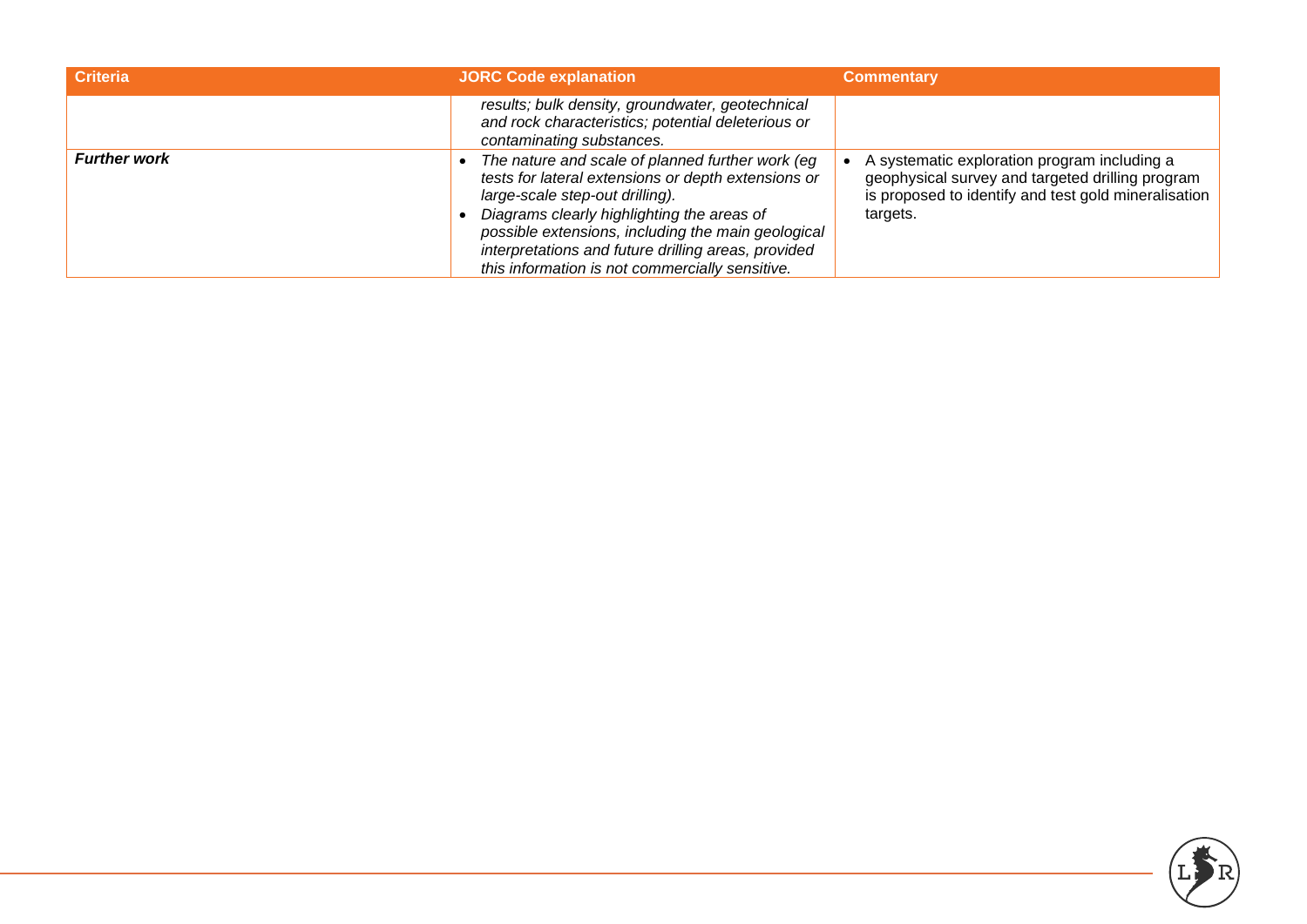| Criteria | JORC Code explanation | Commentary |
|---|---|---|
| | *results; bulk density, groundwater, geotechnical and rock characteristics; potential deleterious or contaminating substances.* | |
| ***Further work*** | • *The nature and scale of planned further work (eg tests for lateral extensions or depth extensions or large-scale step-out drilling).*<br>• *Diagrams clearly highlighting the areas of possible extensions, including the main geological interpretations and future drilling areas, provided this information is not commercially sensitive.* | • A systematic exploration program including a geophysical survey and targeted drilling program is proposed to identify and test gold mineralisation targets. |